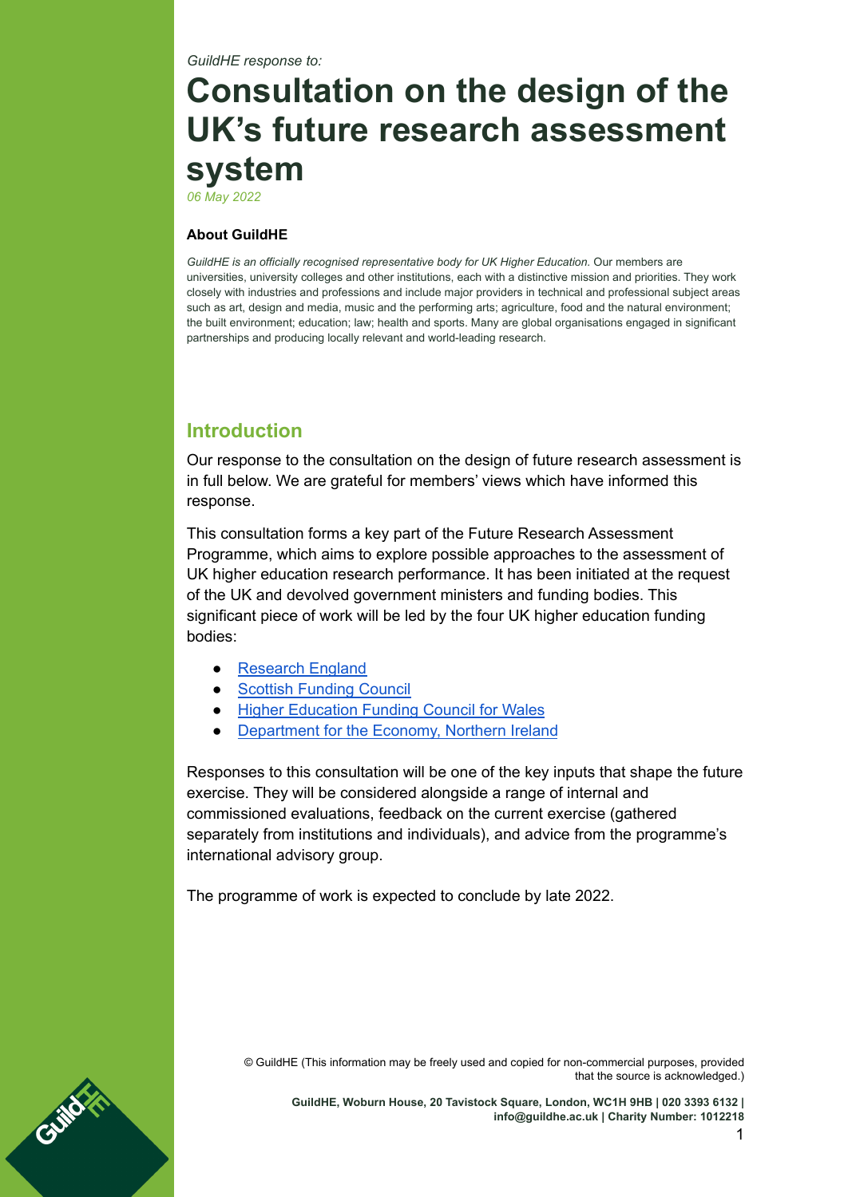*GuildHE response to:*

# Consultation on the design of the UK's future research assessment system

*06 May 2022*

**About GuildHE**

*GuildHE is an officially recognised representative body for UK Higher Education.* Our members are universities, university colleges and other institutions, each with a distinctive mission and priorities. They work closely with industries and professions and include major providers in technical and professional subject areas such as art, design and media, music and the performing arts; agriculture, food and the natural environment; the built environment; education; law; health and sports. Many are global organisations engaged in significant partnerships and producing locally relevant and world-leading research.

## Introduction

Our response to the consultation on the design of future research assessment is in full below. We are grateful for members' views which have informed this response.

This consultation forms a key part of the Future Research Assessment Programme, which aims to explore possible approaches to the assessment of UK higher education research performance. It has been initiated at the request of the UK and devolved government ministers and funding bodies. This significant piece of work will be led by the four UK higher education funding bodies:

- Research England
- Scottish Funding Council
- Higher Education Funding Council for Wales
- Department for the Economy, Northern Ireland

Responses to this consultation will be one of the key inputs that shape the future exercise. They will be considered alongside a range of internal and commissioned evaluations, feedback on the current exercise (gathered separately from institutions and individuals), and advice from the programme's international advisory group.

The programme of work is expected to conclude by late 2022.

© GuildHE (This information may be freely used and copied for non-commercial purposes, provided that the source is acknowledged.)

**GuildHE, Woburn House, 20 Tavistock Square, London, WC1H 9HB | 020 3393 6132 | info@guildhe.ac.uk | Charity Number: 1012218**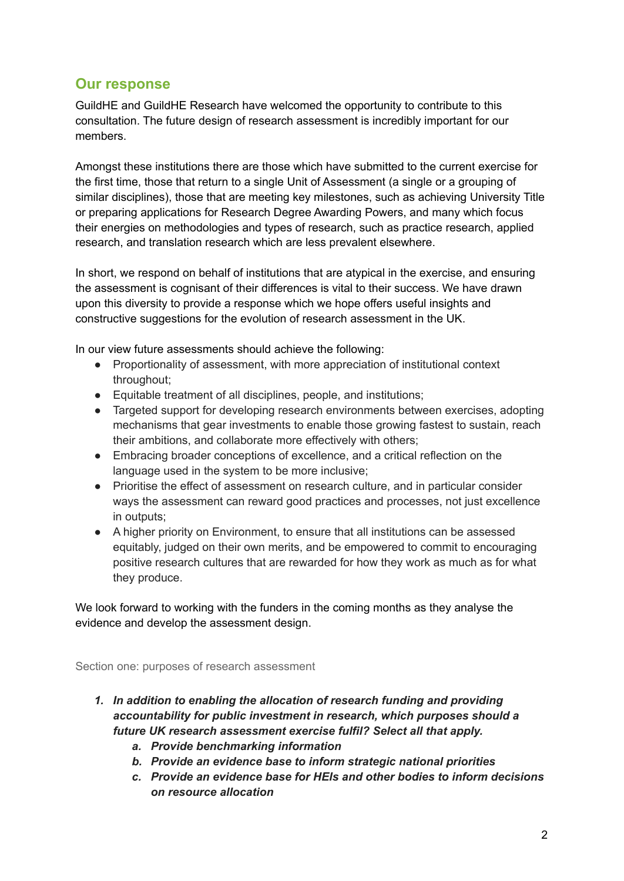## Our response

GuildHE and GuildHE Research have welcomed the opportunity to contribute to this consultation. The future design of research assessment is incredibly important for our members.

Amongst these institutions there are those which have submitted to the current exercise for the first time, those that return to a single Unit of Assessment (a single or a grouping of similar disciplines), those that are meeting key milestones, such as achieving University Title or preparing applications for Research Degree Awarding Powers, and many which focus their energies on methodologies and types of research, such as practice research, applied research, and translation research which are less prevalent elsewhere.

In short, we respond on behalf of institutions that are atypical in the exercise, and ensuring the assessment is cognisant of their differences is vital to their success. We have drawn upon this diversity to provide a response which we hope offers useful insights and constructive suggestions for the evolution of research assessment in the UK.

In our view future assessments should achieve the following:

- Proportionality of assessment, with more appreciation of institutional context throughout;
- Equitable treatment of all disciplines, people, and institutions;
- Targeted support for developing research environments between exercises, adopting mechanisms that gear investments to enable those growing fastest to sustain, reach their ambitions, and collaborate more effectively with others;
- Embracing broader conceptions of excellence, and a critical reflection on the language used in the system to be more inclusive;
- Prioritise the effect of assessment on research culture, and in particular consider ways the assessment can reward good practices and processes, not just excellence in outputs;
- A higher priority on Environment, to ensure that all institutions can be assessed equitably, judged on their own merits, and be empowered to commit to encouraging positive research cultures that are rewarded for how they work as much as for what they produce.

We look forward to working with the funders in the coming months as they analyse the evidence and develop the assessment design.

### Section one: purposes of research assessment

1. ***In addition to enabling the allocation of research funding and providing accountability for public investment in research, which purposes should a future UK research assessment exercise fulfil? Select all that apply.***
    a. ***Provide benchmarking information***
    b. ***Provide an evidence base to inform strategic national priorities***
    c. ***Provide an evidence base for HEIs and other bodies to inform decisions on resource allocation***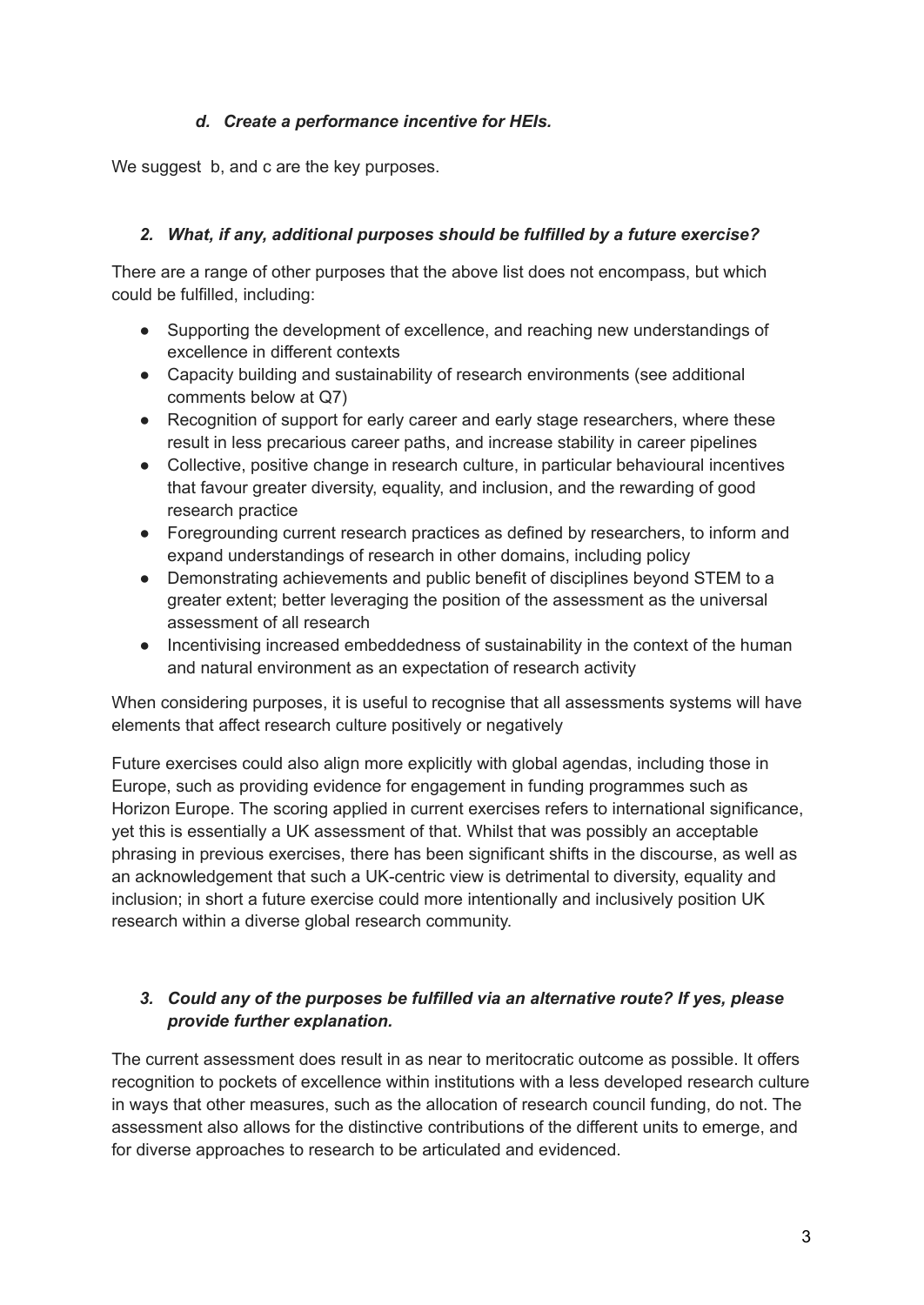*d. Create a performance incentive for HEIs.*

We suggest  b, and c are the key purposes.

2. ***What, if any, additional purposes should be fulfilled by a future exercise?***

There are a range of other purposes that the above list does not encompass, but which could be fulfilled, including:

- Supporting the development of excellence, and reaching new understandings of excellence in different contexts
- Capacity building and sustainability of research environments (see additional comments below at Q7)
- Recognition of support for early career and early stage researchers, where these result in less precarious career paths, and increase stability in career pipelines
- Collective, positive change in research culture, in particular behavioural incentives that favour greater diversity, equality, and inclusion, and the rewarding of good research practice
- Foregrounding current research practices as defined by researchers, to inform and expand understandings of research in other domains, including policy
- Demonstrating achievements and public benefit of disciplines beyond STEM to a greater extent; better leveraging the position of the assessment as the universal assessment of all research
- Incentivising increased embeddedness of sustainability in the context of the human and natural environment as an expectation of research activity

When considering purposes, it is useful to recognise that all assessments systems will have elements that affect research culture positively or negatively

Future exercises could also align more explicitly with global agendas, including those in Europe, such as providing evidence for engagement in funding programmes such as Horizon Europe. The scoring applied in current exercises refers to international significance, yet this is essentially a UK assessment of that. Whilst that was possibly an acceptable phrasing in previous exercises, there has been significant shifts in the discourse, as well as an acknowledgement that such a UK-centric view is detrimental to diversity, equality and inclusion; in short a future exercise could more intentionally and inclusively position UK research within a diverse global research community.

3. ***Could any of the purposes be fulfilled via an alternative route? If yes, please provide further explanation.***

The current assessment does result in as near to meritocratic outcome as possible. It offers recognition to pockets of excellence within institutions with a less developed research culture in ways that other measures, such as the allocation of research council funding, do not. The assessment also allows for the distinctive contributions of the different units to emerge, and for diverse approaches to research to be articulated and evidenced.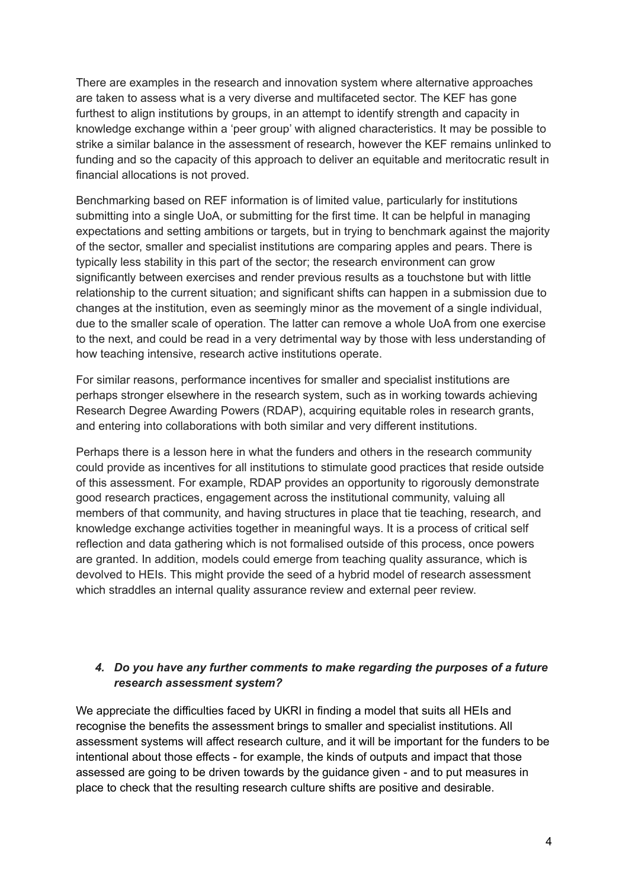There are examples in the research and innovation system where alternative approaches are taken to assess what is a very diverse and multifaceted sector. The KEF has gone furthest to align institutions by groups, in an attempt to identify strength and capacity in knowledge exchange within a 'peer group' with aligned characteristics. It may be possible to strike a similar balance in the assessment of research, however the KEF remains unlinked to funding and so the capacity of this approach to deliver an equitable and meritocratic result in financial allocations is not proved.

Benchmarking based on REF information is of limited value, particularly for institutions submitting into a single UoA, or submitting for the first time. It can be helpful in managing expectations and setting ambitions or targets, but in trying to benchmark against the majority of the sector, smaller and specialist institutions are comparing apples and pears. There is typically less stability in this part of the sector; the research environment can grow significantly between exercises and render previous results as a touchstone but with little relationship to the current situation; and significant shifts can happen in a submission due to changes at the institution, even as seemingly minor as the movement of a single individual, due to the smaller scale of operation. The latter can remove a whole UoA from one exercise to the next, and could be read in a very detrimental way by those with less understanding of how teaching intensive, research active institutions operate.

For similar reasons, performance incentives for smaller and specialist institutions are perhaps stronger elsewhere in the research system, such as in working towards achieving Research Degree Awarding Powers (RDAP), acquiring equitable roles in research grants, and entering into collaborations with both similar and very different institutions.

Perhaps there is a lesson here in what the funders and others in the research community could provide as incentives for all institutions to stimulate good practices that reside outside of this assessment. For example, RDAP provides an opportunity to rigorously demonstrate good research practices, engagement across the institutional community, valuing all members of that community, and having structures in place that tie teaching, research, and knowledge exchange activities together in meaningful ways. It is a process of critical self reflection and data gathering which is not formalised outside of this process, once powers are granted. In addition, models could emerge from teaching quality assurance, which is devolved to HEIs. This might provide the seed of a hybrid model of research assessment which straddles an internal quality assurance review and external peer review.

***4. Do you have any further comments to make regarding the purposes of a future research assessment system?***

We appreciate the difficulties faced by UKRI in finding a model that suits all HEIs and recognise the benefits the assessment brings to smaller and specialist institutions. All assessment systems will affect research culture, and it will be important for the funders to be intentional about those effects - for example, the kinds of outputs and impact that those assessed are going to be driven towards by the guidance given - and to put measures in place to check that the resulting research culture shifts are positive and desirable.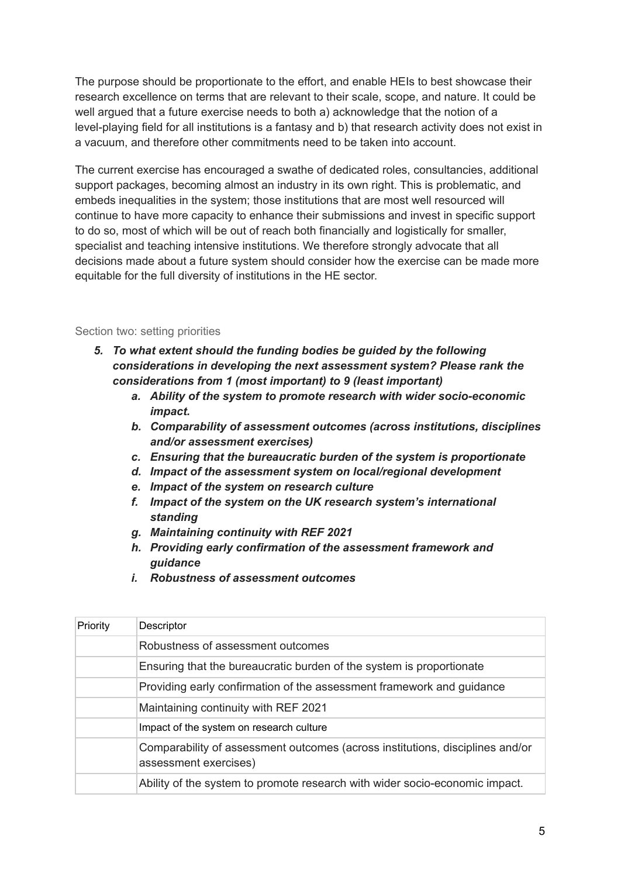The purpose should be proportionate to the effort, and enable HEIs to best showcase their research excellence on terms that are relevant to their scale, scope, and nature. It could be well argued that a future exercise needs to both a) acknowledge that the notion of a level-playing field for all institutions is a fantasy and b) that research activity does not exist in a vacuum, and therefore other commitments need to be taken into account.

The current exercise has encouraged a swathe of dedicated roles, consultancies, additional support packages, becoming almost an industry in its own right. This is problematic, and embeds inequalities in the system; those institutions that are most well resourced will continue to have more capacity to enhance their submissions and invest in specific support to do so, most of which will be out of reach both financially and logistically for smaller, specialist and teaching intensive institutions. We therefore strongly advocate that all decisions made about a future system should consider how the exercise can be made more equitable for the full diversity of institutions in the HE sector.

## Section two: setting priorities

5. ***To what extent should the funding bodies be guided by the following considerations in developing the next assessment system? Please rank the considerations from 1 (most important) to 9 (least important)***
    a. ***Ability of the system to promote research with wider socio-economic impact.***
    b. ***Comparability of assessment outcomes (across institutions, disciplines and/or assessment exercises)***
    c. ***Ensuring that the bureaucratic burden of the system is proportionate***
    d. ***Impact of the assessment system on local/regional development***
    e. ***Impact of the system on research culture***
    f. ***Impact of the system on the UK research system's international standing***
    g. ***Maintaining continuity with REF 2021***
    h. ***Providing early confirmation of the assessment framework and guidance***
    i. ***Robustness of assessment outcomes***

| Priority | Descriptor |
|---|---|
| | Robustness of assessment outcomes |
| | Ensuring that the bureaucratic burden of the system is proportionate |
| | Providing early confirmation of the assessment framework and guidance |
| | Maintaining continuity with REF 2021 |
| | Impact of the system on research culture |
| | Comparability of assessment outcomes (across institutions, disciplines and/or assessment exercises) |
| | Ability of the system to promote research with wider socio-economic impact. |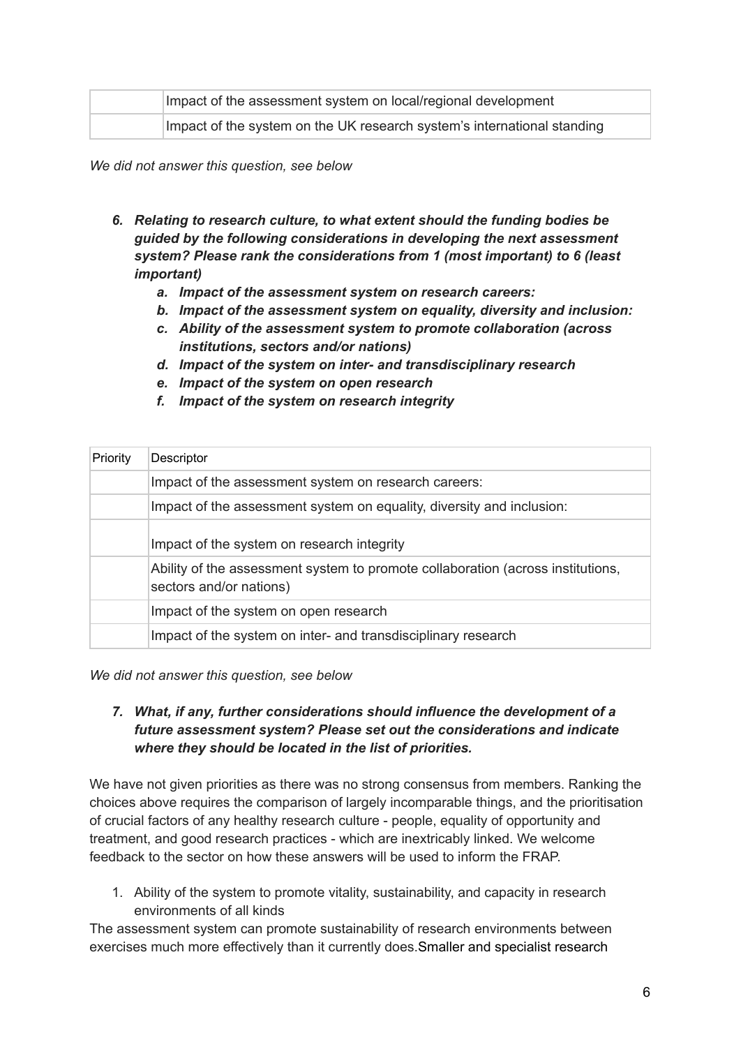| | |
|---|---|
| | Impact of the assessment system on local/regional development |
| | Impact of the system on the UK research system's international standing |

*We did not answer this question, see below*

6. ***Relating to research culture, to what extent should the funding bodies be guided by the following considerations in developing the next assessment system? Please rank the considerations from 1 (most important) to 6 (least important)***
   a. ***Impact of the assessment system on research careers:***
   b. ***Impact of the assessment system on equality, diversity and inclusion:***
   c. ***Ability of the assessment system to promote collaboration (across institutions, sectors and/or nations)***
   d. ***Impact of the system on inter- and transdisciplinary research***
   e. ***Impact of the system on open research***
   f. ***Impact of the system on research integrity***

| Priority | Descriptor |
|---|---|
| | Impact of the assessment system on research careers: |
| | Impact of the assessment system on equality, diversity and inclusion: |
| | Impact of the system on research integrity |
| | Ability of the assessment system to promote collaboration (across institutions, sectors and/or nations) |
| | Impact of the system on open research |
| | Impact of the system on inter- and transdisciplinary research |

*We did not answer this question, see below*

7. ***What, if any, further considerations should influence the development of a future assessment system? Please set out the considerations and indicate where they should be located in the list of priorities.***

We have not given priorities as there was no strong consensus from members. Ranking the choices above requires the comparison of largely incomparable things, and the prioritisation of crucial factors of any healthy research culture - people, equality of opportunity and treatment, and good research practices - which are inextricably linked. We welcome feedback to the sector on how these answers will be used to inform the FRAP.

1. Ability of the system to promote vitality, sustainability, and capacity in research environments of all kinds

The assessment system can promote sustainability of research environments between exercises much more effectively than it currently does.Smaller and specialist research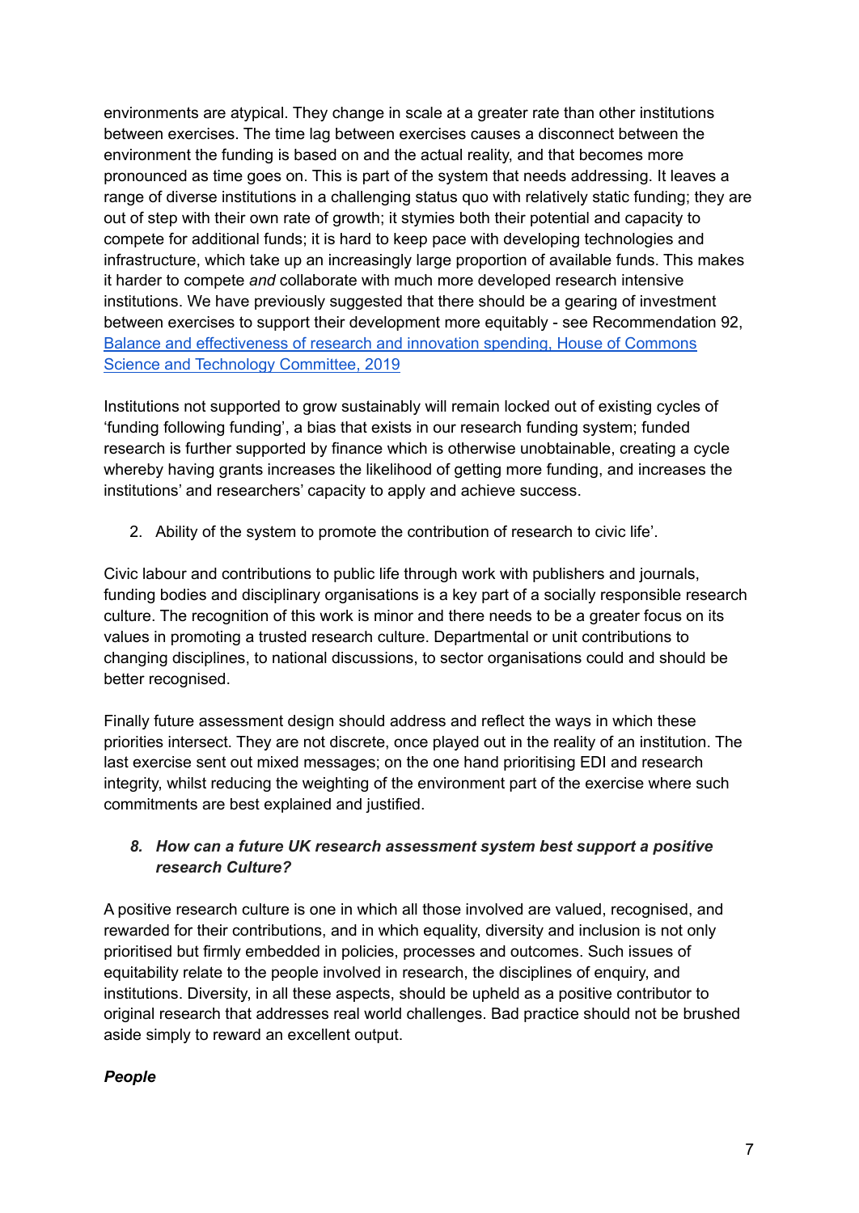environments are atypical. They change in scale at a greater rate than other institutions between exercises. The time lag between exercises causes a disconnect between the environment the funding is based on and the actual reality, and that becomes more pronounced as time goes on. This is part of the system that needs addressing. It leaves a range of diverse institutions in a challenging status quo with relatively static funding; they are out of step with their own rate of growth; it stymies both their potential and capacity to compete for additional funds; it is hard to keep pace with developing technologies and infrastructure, which take up an increasingly large proportion of available funds. This makes it harder to compete *and* collaborate with much more developed research intensive institutions. We have previously suggested that there should be a gearing of investment between exercises to support their development more equitably - see Recommendation 92, [Balance and effectiveness of research and innovation spending, House of Commons Science and Technology Committee, 2019]()

Institutions not supported to grow sustainably will remain locked out of existing cycles of 'funding following funding', a bias that exists in our research funding system; funded research is further supported by finance which is otherwise unobtainable, creating a cycle whereby having grants increases the likelihood of getting more funding, and increases the institutions' and researchers' capacity to apply and achieve success.

2. Ability of the system to promote the contribution of research to civic life'.

Civic labour and contributions to public life through work with publishers and journals, funding bodies and disciplinary organisations is a key part of a socially responsible research culture. The recognition of this work is minor and there needs to be a greater focus on its values in promoting a trusted research culture. Departmental or unit contributions to changing disciplines, to national discussions, to sector organisations could and should be better recognised.

Finally future assessment design should address and reflect the ways in which these priorities intersect. They are not discrete, once played out in the reality of an institution. The last exercise sent out mixed messages; on the one hand prioritising EDI and research integrity, whilst reducing the weighting of the environment part of the exercise where such commitments are best explained and justified.

8. ***How can a future UK research assessment system best support a positive research Culture?***

A positive research culture is one in which all those involved are valued, recognised, and rewarded for their contributions, and in which equality, diversity and inclusion is not only prioritised but firmly embedded in policies, processes and outcomes. Such issues of equitability relate to the people involved in research, the disciplines of enquiry, and institutions. Diversity, in all these aspects, should be upheld as a positive contributor to original research that addresses real world challenges. Bad practice should not be brushed aside simply to reward an excellent output.

***People***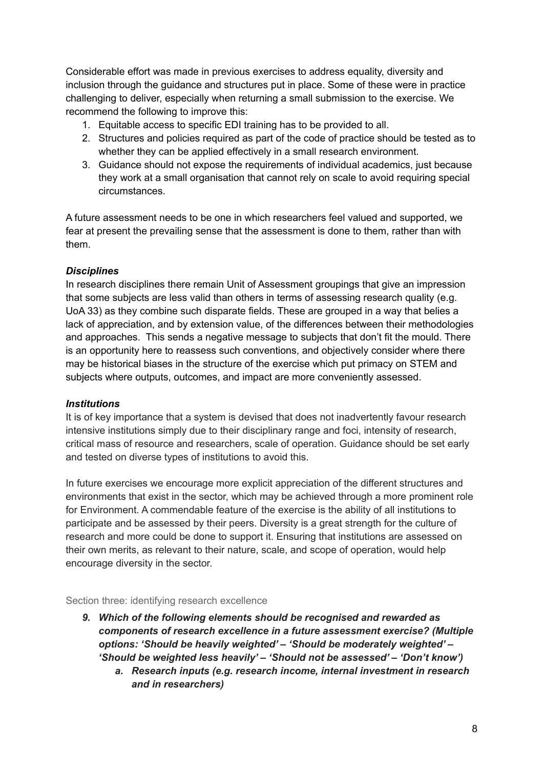Considerable effort was made in previous exercises to address equality, diversity and inclusion through the guidance and structures put in place. Some of these were in practice challenging to deliver, especially when returning a small submission to the exercise. We recommend the following to improve this:

1. Equitable access to specific EDI training has to be provided to all.
2. Structures and policies required as part of the code of practice should be tested as to whether they can be applied effectively in a small research environment.
3. Guidance should not expose the requirements of individual academics, just because they work at a small organisation that cannot rely on scale to avoid requiring special circumstances.

A future assessment needs to be one in which researchers feel valued and supported, we fear at present the prevailing sense that the assessment is done to them, rather than with them.

***Disciplines***

In research disciplines there remain Unit of Assessment groupings that give an impression that some subjects are less valid than others in terms of assessing research quality (e.g. UoA 33) as they combine such disparate fields. These are grouped in a way that belies a lack of appreciation, and by extension value, of the differences between their methodologies and approaches. This sends a negative message to subjects that don't fit the mould. There is an opportunity here to reassess such conventions, and objectively consider where there may be historical biases in the structure of the exercise which put primacy on STEM and subjects where outputs, outcomes, and impact are more conveniently assessed.

***Institutions***

It is of key importance that a system is devised that does not inadvertently favour research intensive institutions simply due to their disciplinary range and foci, intensity of research, critical mass of resource and researchers, scale of operation. Guidance should be set early and tested on diverse types of institutions to avoid this.

In future exercises we encourage more explicit appreciation of the different structures and environments that exist in the sector, which may be achieved through a more prominent role for Environment. A commendable feature of the exercise is the ability of all institutions to participate and be assessed by their peers. Diversity is a great strength for the culture of research and more could be done to support it. Ensuring that institutions are assessed on their own merits, as relevant to their nature, scale, and scope of operation, would help encourage diversity in the sector.

## Section three: identifying research excellence

9. ***Which of the following elements should be recognised and rewarded as components of research excellence in a future assessment exercise? (Multiple options: 'Should be heavily weighted' – 'Should be moderately weighted' – 'Should be weighted less heavily' – 'Should not be assessed' – 'Don't know')***
   a. ***Research inputs (e.g. research income, internal investment in research and in researchers)***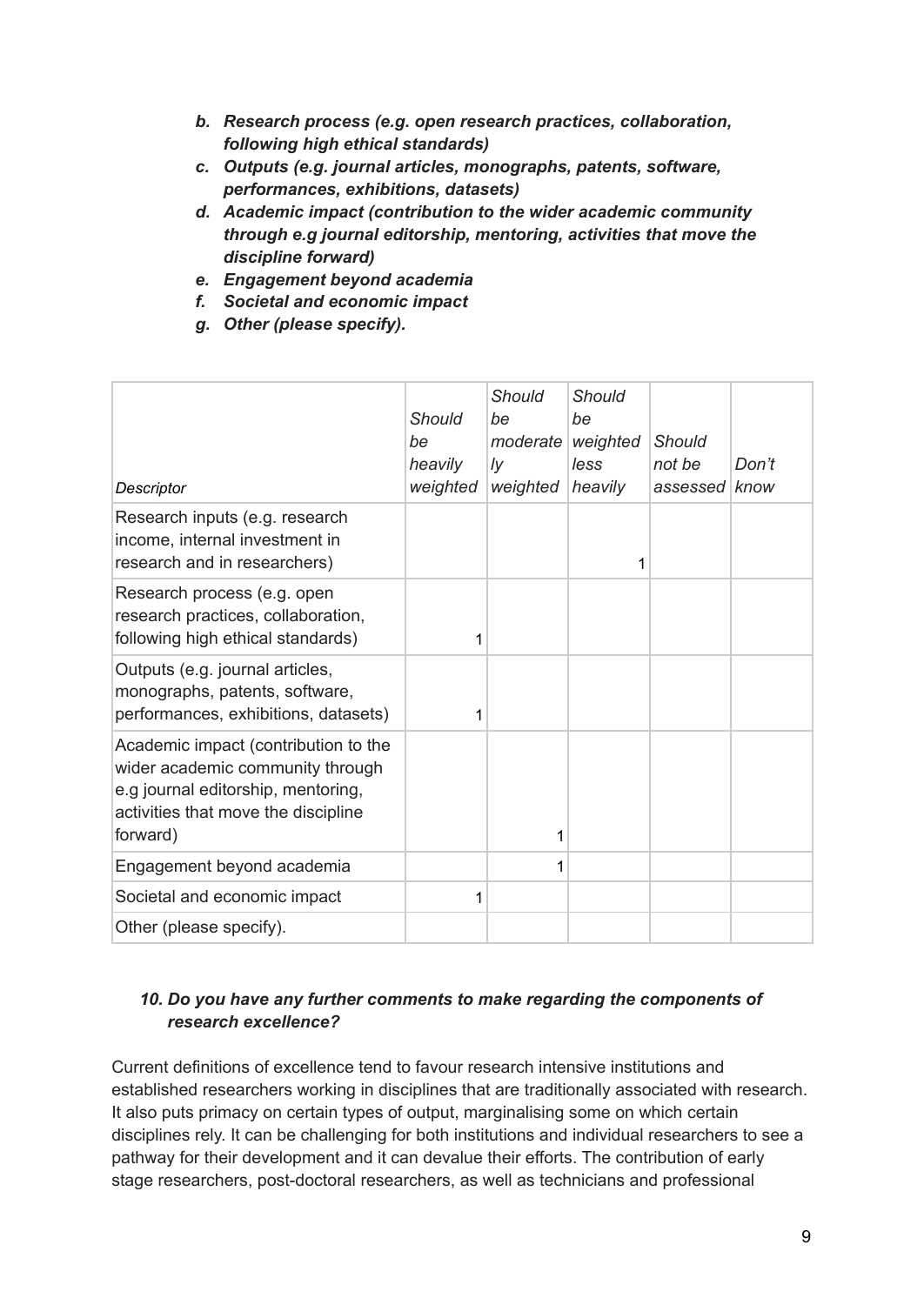- ***b. Research process (e.g. open research practices, collaboration, following high ethical standards)***
- ***c. Outputs (e.g. journal articles, monographs, patents, software, performances, exhibitions, datasets)***
- ***d. Academic impact (contribution to the wider academic community through e.g journal editorship, mentoring, activities that move the discipline forward)***
- ***e. Engagement beyond academia***
- ***f. Societal and economic impact***
- ***g. Other (please specify).***

| *Descriptor* | *Should be heavily weighted* | *Should be moderately weighted* | *Should be weighted less heavily* | *Should not be assessed* | *Don't know* |
|---|---|---|---|---|---|
| Research inputs (e.g. research income, internal investment in research and in researchers) | | | 1 | | |
| Research process (e.g. open research practices, collaboration, following high ethical standards) | 1 | | | | |
| Outputs (e.g. journal articles, monographs, patents, software, performances, exhibitions, datasets) | 1 | | | | |
| Academic impact (contribution to the wider academic community through e.g journal editorship, mentoring, activities that move the discipline forward) | | 1 | | | |
| Engagement beyond academia | | 1 | | | |
| Societal and economic impact | 1 | | | | |
| Other (please specify). | | | | | |

***10. Do you have any further comments to make regarding the components of research excellence?***

Current definitions of excellence tend to favour research intensive institutions and established researchers working in disciplines that are traditionally associated with research. It also puts primacy on certain types of output, marginalising some on which certain disciplines rely. It can be challenging for both institutions and individual researchers to see a pathway for their development and it can devalue their efforts. The contribution of early stage researchers, post-doctoral researchers, as well as technicians and professional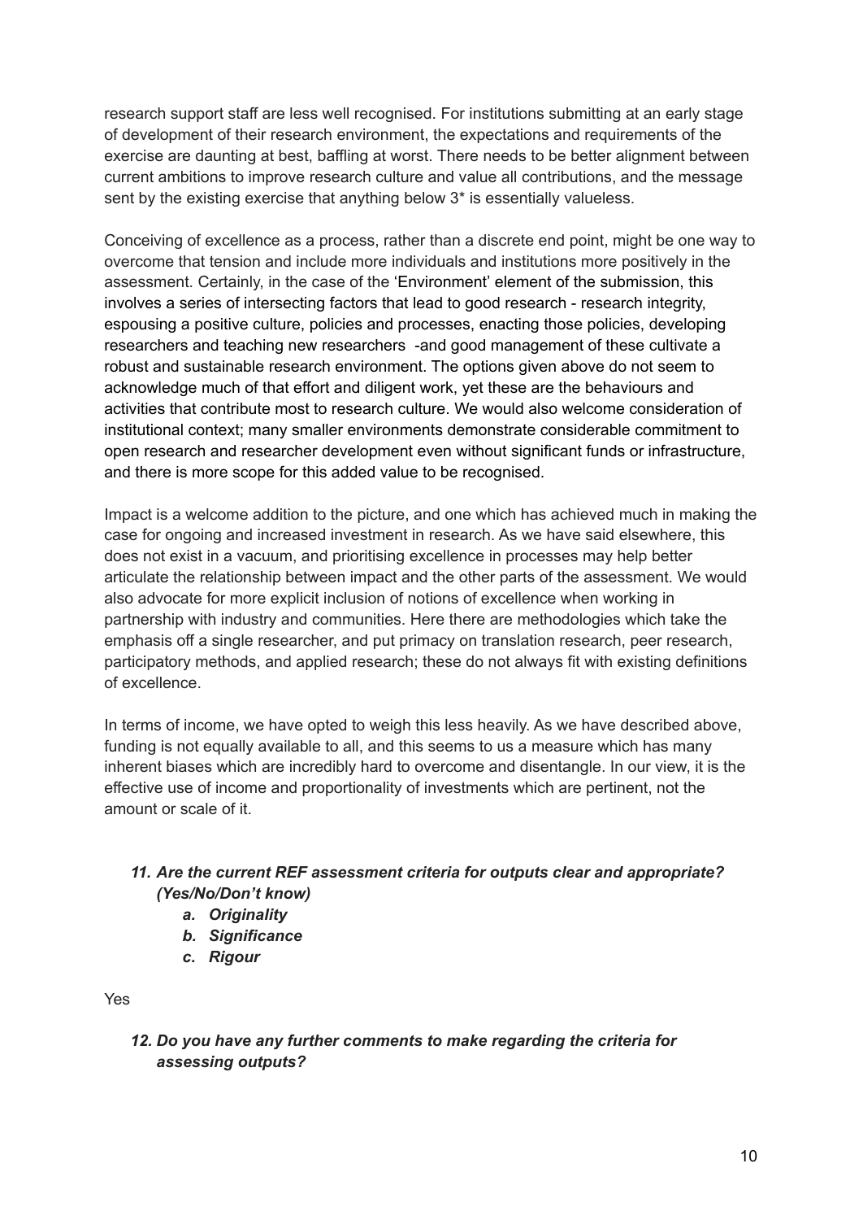research support staff are less well recognised. For institutions submitting at an early stage of development of their research environment, the expectations and requirements of the exercise are daunting at best, baffling at worst. There needs to be better alignment between current ambitions to improve research culture and value all contributions, and the message sent by the existing exercise that anything below 3* is essentially valueless.

Conceiving of excellence as a process, rather than a discrete end point, might be one way to overcome that tension and include more individuals and institutions more positively in the assessment. Certainly, in the case of the 'Environment' element of the submission, this involves a series of intersecting factors that lead to good research - research integrity, espousing a positive culture, policies and processes, enacting those policies, developing researchers and teaching new researchers -and good management of these cultivate a robust and sustainable research environment. The options given above do not seem to acknowledge much of that effort and diligent work, yet these are the behaviours and activities that contribute most to research culture. We would also welcome consideration of institutional context; many smaller environments demonstrate considerable commitment to open research and researcher development even without significant funds or infrastructure, and there is more scope for this added value to be recognised.

Impact is a welcome addition to the picture, and one which has achieved much in making the case for ongoing and increased investment in research. As we have said elsewhere, this does not exist in a vacuum, and prioritising excellence in processes may help better articulate the relationship between impact and the other parts of the assessment. We would also advocate for more explicit inclusion of notions of excellence when working in partnership with industry and communities. Here there are methodologies which take the emphasis off a single researcher, and put primacy on translation research, peer research, participatory methods, and applied research; these do not always fit with existing definitions of excellence.

In terms of income, we have opted to weigh this less heavily. As we have described above, funding is not equally available to all, and this seems to us a measure which has many inherent biases which are incredibly hard to overcome and disentangle. In our view, it is the effective use of income and proportionality of investments which are pertinent, not the amount or scale of it.

11. ***Are the current REF assessment criteria for outputs clear and appropriate? (Yes/No/Don't know)***
    a. ***Originality***
    b. ***Significance***
    c. ***Rigour***

Yes

12. ***Do you have any further comments to make regarding the criteria for assessing outputs?***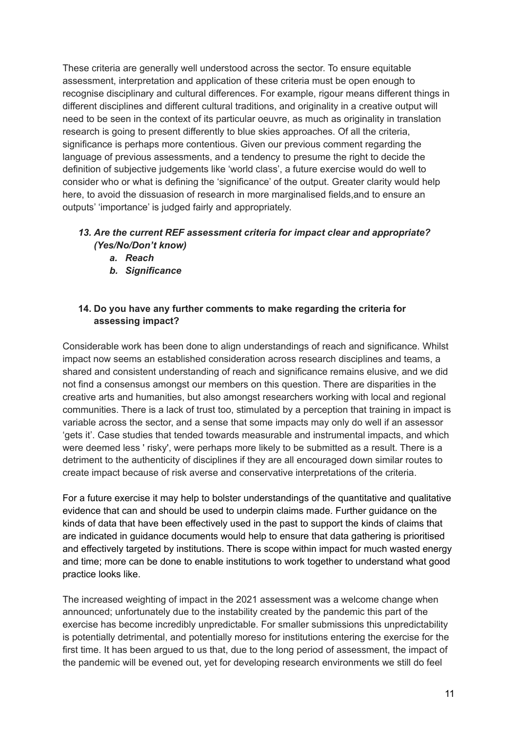These criteria are generally well understood across the sector. To ensure equitable assessment, interpretation and application of these criteria must be open enough to recognise disciplinary and cultural differences. For example, rigour means different things in different disciplines and different cultural traditions, and originality in a creative output will need to be seen in the context of its particular oeuvre, as much as originality in translation research is going to present differently to blue skies approaches. Of all the criteria, significance is perhaps more contentious. Given our previous comment regarding the language of previous assessments, and a tendency to presume the right to decide the definition of subjective judgements like 'world class', a future exercise would do well to consider who or what is defining the 'significance' of the output. Greater clarity would help here, to avoid the dissuasion of research in more marginalised fields,and to ensure an outputs' 'importance' is judged fairly and appropriately.

13. ***Are the current REF assessment criteria for impact clear and appropriate? (Yes/No/Don't know)***
    a. ***Reach***
    b. ***Significance***

14. **Do you have any further comments to make regarding the criteria for assessing impact?**

Considerable work has been done to align understandings of reach and significance. Whilst impact now seems an established consideration across research disciplines and teams, a shared and consistent understanding of reach and significance remains elusive, and we did not find a consensus amongst our members on this question. There are disparities in the creative arts and humanities, but also amongst researchers working with local and regional communities. There is a lack of trust too, stimulated by a perception that training in impact is variable across the sector, and a sense that some impacts may only do well if an assessor 'gets it'. Case studies that tended towards measurable and instrumental impacts, and which were deemed less ' risky', were perhaps more likely to be submitted as a result. There is a detriment to the authenticity of disciplines if they are all encouraged down similar routes to create impact because of risk averse and conservative interpretations of the criteria.

For a future exercise it may help to bolster understandings of the quantitative and qualitative evidence that can and should be used to underpin claims made. Further guidance on the kinds of data that have been effectively used in the past to support the kinds of claims that are indicated in guidance documents would help to ensure that data gathering is prioritised and effectively targeted by institutions. There is scope within impact for much wasted energy and time; more can be done to enable institutions to work together to understand what good practice looks like.

The increased weighting of impact in the 2021 assessment was a welcome change when announced; unfortunately due to the instability created by the pandemic this part of the exercise has become incredibly unpredictable. For smaller submissions this unpredictability is potentially detrimental, and potentially moreso for institutions entering the exercise for the first time. It has been argued to us that, due to the long period of assessment, the impact of the pandemic will be evened out, yet for developing research environments we still do feel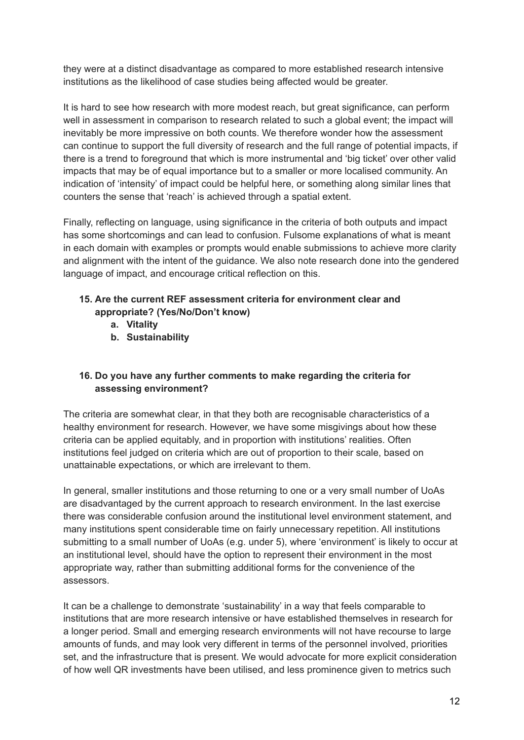they were at a distinct disadvantage as compared to more established research intensive institutions as the likelihood of case studies being affected would be greater.

It is hard to see how research with more modest reach, but great significance, can perform well in assessment in comparison to research related to such a global event; the impact will inevitably be more impressive on both counts. We therefore wonder how the assessment can continue to support the full diversity of research and the full range of potential impacts, if there is a trend to foreground that which is more instrumental and 'big ticket' over other valid impacts that may be of equal importance but to a smaller or more localised community. An indication of 'intensity' of impact could be helpful here, or something along similar lines that counters the sense that 'reach' is achieved through a spatial extent.

Finally, reflecting on language, using significance in the criteria of both outputs and impact has some shortcomings and can lead to confusion. Fulsome explanations of what is meant in each domain with examples or prompts would enable submissions to achieve more clarity and alignment with the intent of the guidance. We also note research done into the gendered language of impact, and encourage critical reflection on this.

15. **Are the current REF assessment criteria for environment clear and appropriate? (Yes/No/Don't know)**
    a. **Vitality**
    b. **Sustainability**

16. **Do you have any further comments to make regarding the criteria for assessing environment?**

The criteria are somewhat clear, in that they both are recognisable characteristics of a healthy environment for research. However, we have some misgivings about how these criteria can be applied equitably, and in proportion with institutions' realities. Often institutions feel judged on criteria which are out of proportion to their scale, based on unattainable expectations, or which are irrelevant to them.

In general, smaller institutions and those returning to one or a very small number of UoAs are disadvantaged by the current approach to research environment. In the last exercise there was considerable confusion around the institutional level environment statement, and many institutions spent considerable time on fairly unnecessary repetition. All institutions submitting to a small number of UoAs (e.g. under 5), where 'environment' is likely to occur at an institutional level, should have the option to represent their environment in the most appropriate way, rather than submitting additional forms for the convenience of the assessors.

It can be a challenge to demonstrate 'sustainability' in a way that feels comparable to institutions that are more research intensive or have established themselves in research for a longer period. Small and emerging research environments will not have recourse to large amounts of funds, and may look very different in terms of the personnel involved, priorities set, and the infrastructure that is present. We would advocate for more explicit consideration of how well QR investments have been utilised, and less prominence given to metrics such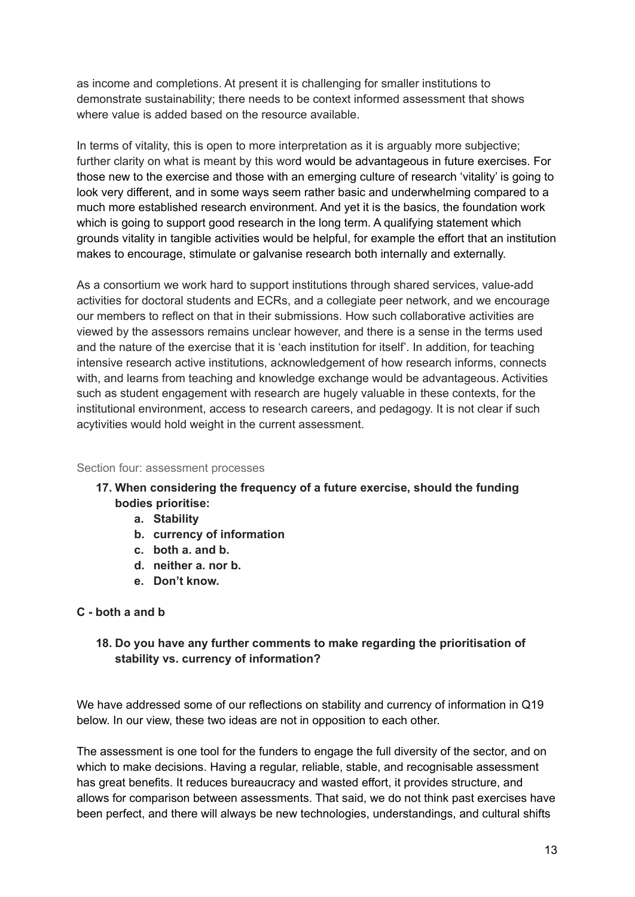as income and completions. At present it is challenging for smaller institutions to demonstrate sustainability; there needs to be context informed assessment that shows where value is added based on the resource available.

In terms of vitality, this is open to more interpretation as it is arguably more subjective; further clarity on what is meant by this word would be advantageous in future exercises. For those new to the exercise and those with an emerging culture of research 'vitality' is going to look very different, and in some ways seem rather basic and underwhelming compared to a much more established research environment. And yet it is the basics, the foundation work which is going to support good research in the long term. A qualifying statement which grounds vitality in tangible activities would be helpful, for example the effort that an institution makes to encourage, stimulate or galvanise research both internally and externally.

As a consortium we work hard to support institutions through shared services, value-add activities for doctoral students and ECRs, and a collegiate peer network, and we encourage our members to reflect on that in their submissions. How such collaborative activities are viewed by the assessors remains unclear however, and there is a sense in the terms used and the nature of the exercise that it is 'each institution for itself'. In addition, for teaching intensive research active institutions, acknowledgement of how research informs, connects with, and learns from teaching and knowledge exchange would be advantageous. Activities such as student engagement with research are hugely valuable in these contexts, for the institutional environment, access to research careers, and pedagogy. It is not clear if such acytivities would hold weight in the current assessment.

## Section four: assessment processes

17. **When considering the frequency of a future exercise, should the funding bodies prioritise:**
    a. **Stability**
    b. **currency of information**
    c. **both a. and b.**
    d. **neither a. nor b.**
    e. **Don't know.**

**C - both a and b**

18. **Do you have any further comments to make regarding the prioritisation of stability vs. currency of information?**

We have addressed some of our reflections on stability and currency of information in Q19 below. In our view, these two ideas are not in opposition to each other.

The assessment is one tool for the funders to engage the full diversity of the sector, and on which to make decisions. Having a regular, reliable, stable, and recognisable assessment has great benefits. It reduces bureaucracy and wasted effort, it provides structure, and allows for comparison between assessments. That said, we do not think past exercises have been perfect, and there will always be new technologies, understandings, and cultural shifts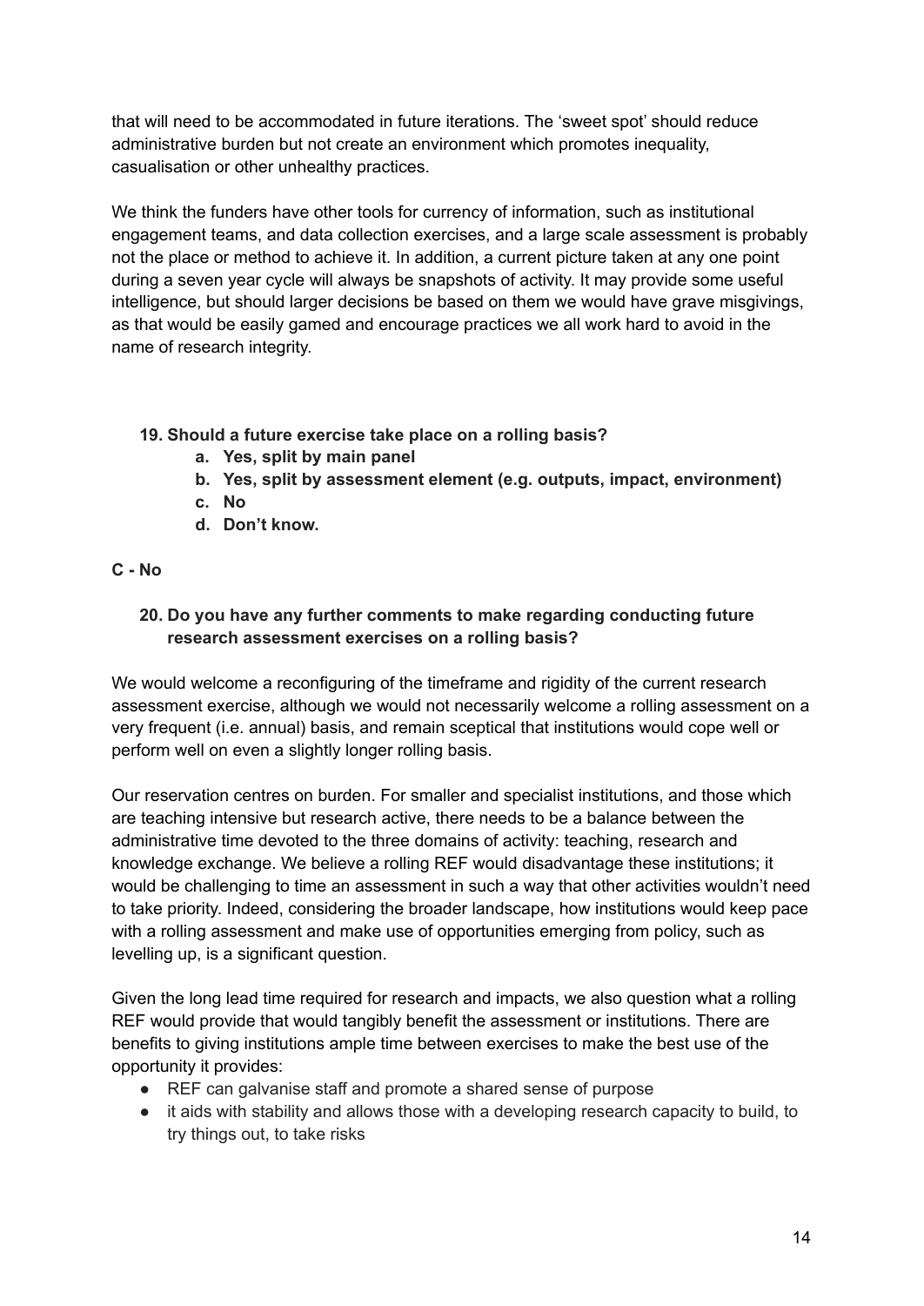that will need to be accommodated in future iterations. The 'sweet spot' should reduce administrative burden but not create an environment which promotes inequality, casualisation or other unhealthy practices.

We think the funders have other tools for currency of information, such as institutional engagement teams, and data collection exercises, and a large scale assessment is probably not the place or method to achieve it. In addition, a current picture taken at any one point during a seven year cycle will always be snapshots of activity. It may provide some useful intelligence, but should larger decisions be based on them we would have grave misgivings, as that would be easily gamed and encourage practices we all work hard to avoid in the name of research integrity.

**19. Should a future exercise take place on a rolling basis?**

- **a. Yes, split by main panel**
- **b. Yes, split by assessment element (e.g. outputs, impact, environment)**
- **c. No**
- **d. Don't know.**

**C - No**

**20. Do you have any further comments to make regarding conducting future research assessment exercises on a rolling basis?**

We would welcome a reconfiguring of the timeframe and rigidity of the current research assessment exercise, although we would not necessarily welcome a rolling assessment on a very frequent (i.e. annual) basis, and remain sceptical that institutions would cope well or perform well on even a slightly longer rolling basis.

Our reservation centres on burden. For smaller and specialist institutions, and those which are teaching intensive but research active, there needs to be a balance between the administrative time devoted to the three domains of activity: teaching, research and knowledge exchange. We believe a rolling REF would disadvantage these institutions; it would be challenging to time an assessment in such a way that other activities wouldn't need to take priority. Indeed, considering the broader landscape, how institutions would keep pace with a rolling assessment and make use of opportunities emerging from policy, such as levelling up, is a significant question.

Given the long lead time required for research and impacts, we also question what a rolling REF would provide that would tangibly benefit the assessment or institutions. There are benefits to giving institutions ample time between exercises to make the best use of the opportunity it provides:

- REF can galvanise staff and promote a shared sense of purpose
- it aids with stability and allows those with a developing research capacity to build, to try things out, to take risks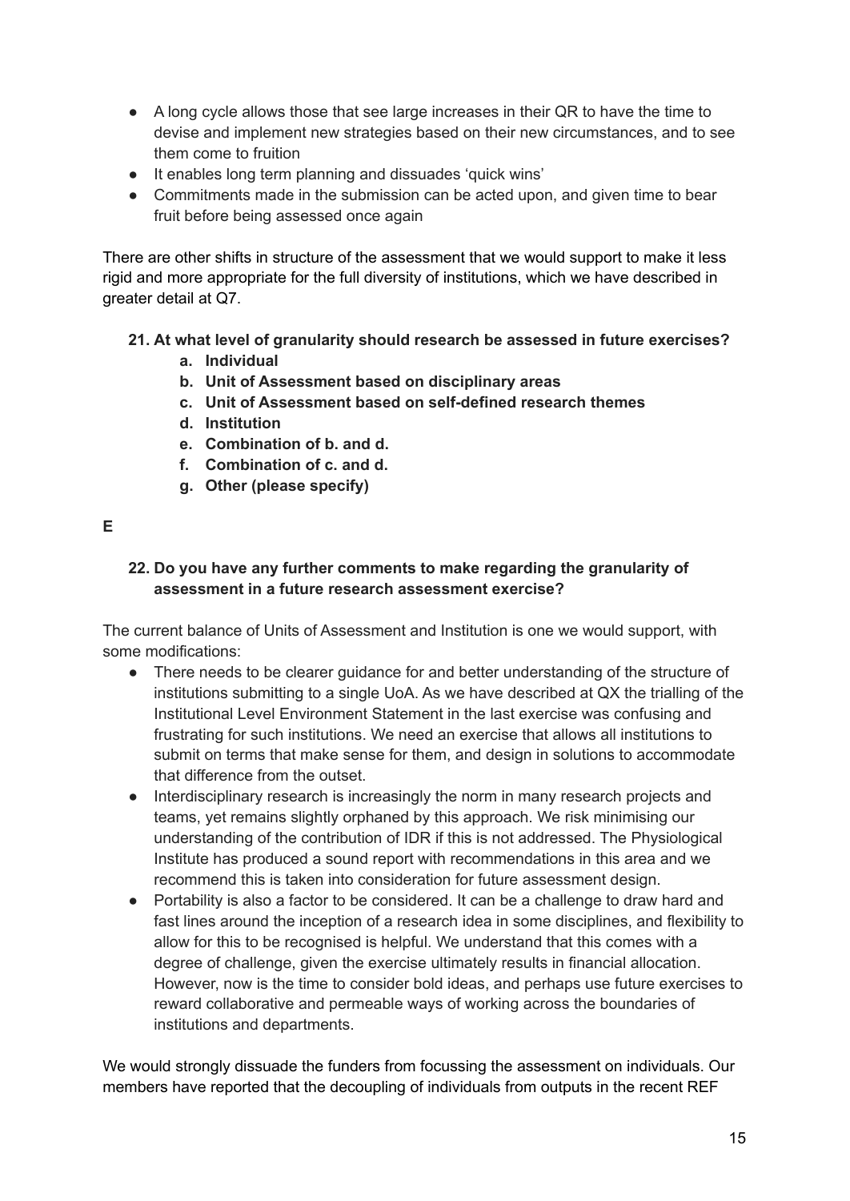- A long cycle allows those that see large increases in their QR to have the time to devise and implement new strategies based on their new circumstances, and to see them come to fruition
- It enables long term planning and dissuades 'quick wins'
- Commitments made in the submission can be acted upon, and given time to bear fruit before being assessed once again

There are other shifts in structure of the assessment that we would support to make it less rigid and more appropriate for the full diversity of institutions, which we have described in greater detail at Q7.

**21. At what level of granularity should research be assessed in future exercises?**

**a. Individual**
**b. Unit of Assessment based on disciplinary areas**
**c. Unit of Assessment based on self-defined research themes**
**d. Institution**
**e. Combination of b. and d.**
**f. Combination of c. and d.**
**g. Other (please specify)**

**E**

**22. Do you have any further comments to make regarding the granularity of assessment in a future research assessment exercise?**

The current balance of Units of Assessment and Institution is one we would support, with some modifications:

- There needs to be clearer guidance for and better understanding of the structure of institutions submitting to a single UoA. As we have described at QX the trialling of the Institutional Level Environment Statement in the last exercise was confusing and frustrating for such institutions. We need an exercise that allows all institutions to submit on terms that make sense for them, and design in solutions to accommodate that difference from the outset.
- Interdisciplinary research is increasingly the norm in many research projects and teams, yet remains slightly orphaned by this approach. We risk minimising our understanding of the contribution of IDR if this is not addressed. The Physiological Institute has produced a sound report with recommendations in this area and we recommend this is taken into consideration for future assessment design.
- Portability is also a factor to be considered. It can be a challenge to draw hard and fast lines around the inception of a research idea in some disciplines, and flexibility to allow for this to be recognised is helpful. We understand that this comes with a degree of challenge, given the exercise ultimately results in financial allocation. However, now is the time to consider bold ideas, and perhaps use future exercises to reward collaborative and permeable ways of working across the boundaries of institutions and departments.

We would strongly dissuade the funders from focussing the assessment on individuals. Our members have reported that the decoupling of individuals from outputs in the recent REF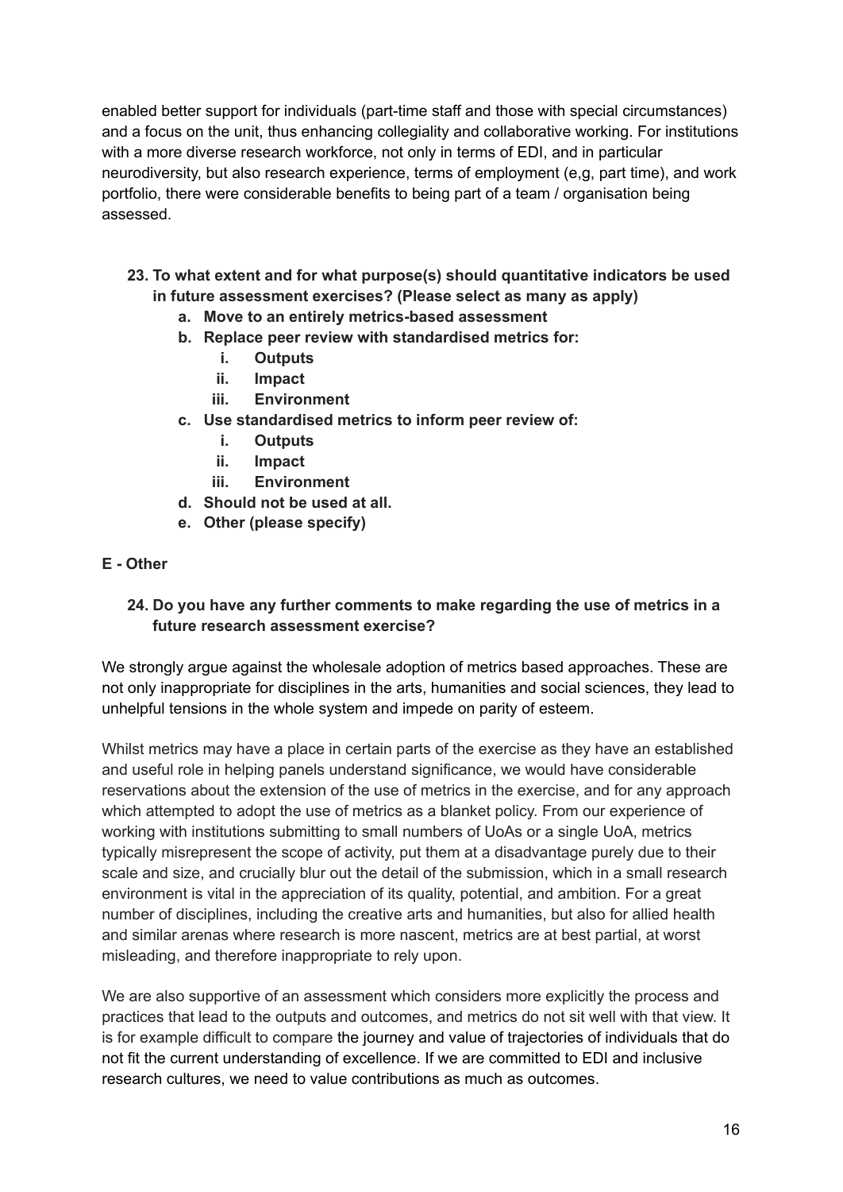enabled better support for individuals (part-time staff and those with special circumstances) and a focus on the unit, thus enhancing collegiality and collaborative working. For institutions with a more diverse research workforce, not only in terms of EDI, and in particular neurodiversity, but also research experience, terms of employment (e,g, part time), and work portfolio, there were considerable benefits to being part of a team / organisation being assessed.

23. **To what extent and for what purpose(s) should quantitative indicators be used in future assessment exercises? (Please select as many as apply)**
    a. **Move to an entirely metrics-based assessment**
    b. **Replace peer review with standardised metrics for:**
        i. **Outputs**
        ii. **Impact**
        iii. **Environment**
    c. **Use standardised metrics to inform peer review of:**
        i. **Outputs**
        ii. **Impact**
        iii. **Environment**
    d. **Should not be used at all.**
    e. **Other (please specify)**

## E - Other

24. **Do you have any further comments to make regarding the use of metrics in a future research assessment exercise?**

We strongly argue against the wholesale adoption of metrics based approaches. These are not only inappropriate for disciplines in the arts, humanities and social sciences, they lead to unhelpful tensions in the whole system and impede on parity of esteem.

Whilst metrics may have a place in certain parts of the exercise as they have an established and useful role in helping panels understand significance, we would have considerable reservations about the extension of the use of metrics in the exercise, and for any approach which attempted to adopt the use of metrics as a blanket policy. From our experience of working with institutions submitting to small numbers of UoAs or a single UoA, metrics typically misrepresent the scope of activity, put them at a disadvantage purely due to their scale and size, and crucially blur out the detail of the submission, which in a small research environment is vital in the appreciation of its quality, potential, and ambition. For a great number of disciplines, including the creative arts and humanities, but also for allied health and similar arenas where research is more nascent, metrics are at best partial, at worst misleading, and therefore inappropriate to rely upon.

We are also supportive of an assessment which considers more explicitly the process and practices that lead to the outputs and outcomes, and metrics do not sit well with that view. It is for example difficult to compare the journey and value of trajectories of individuals that do not fit the current understanding of excellence. If we are committed to EDI and inclusive research cultures, we need to value contributions as much as outcomes.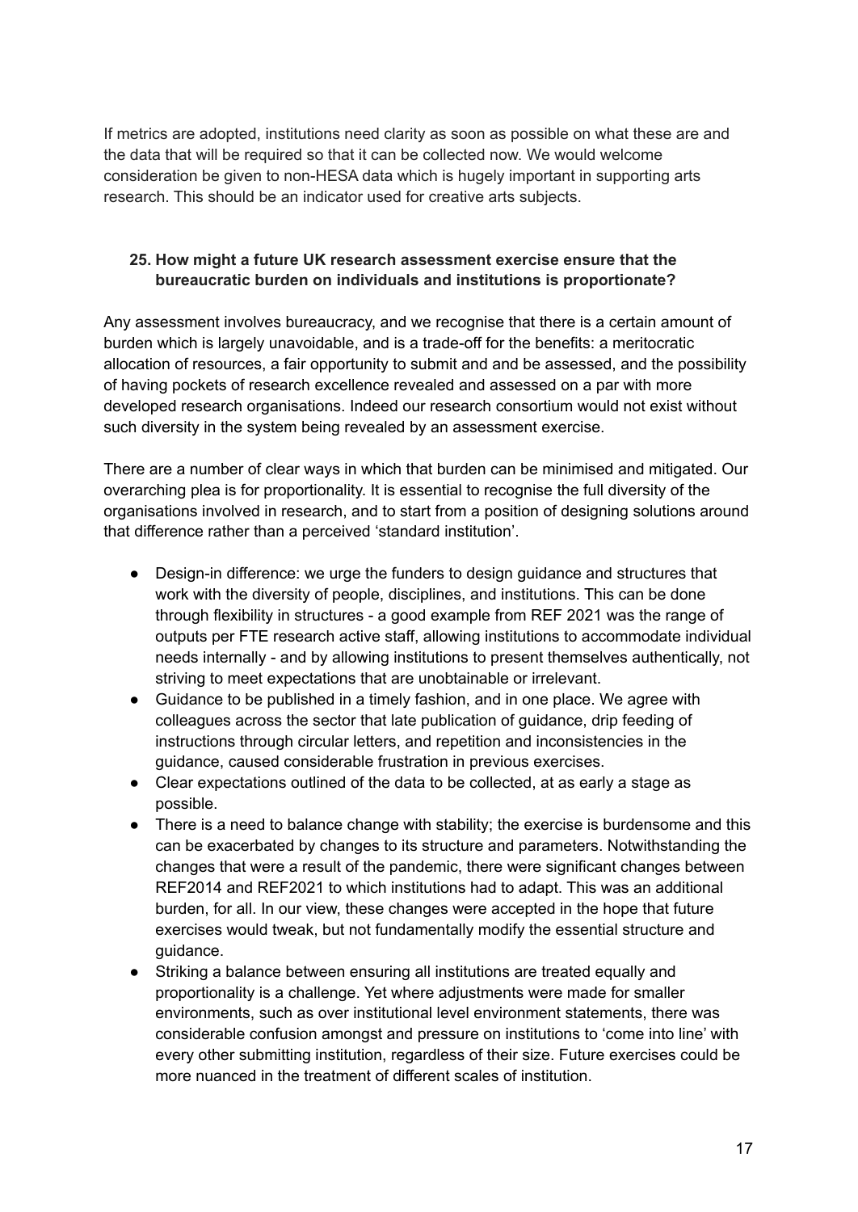If metrics are adopted, institutions need clarity as soon as possible on what these are and the data that will be required so that it can be collected now. We would welcome consideration be given to non-HESA data which is hugely important in supporting arts research. This should be an indicator used for creative arts subjects.

**25. How might a future UK research assessment exercise ensure that the bureaucratic burden on individuals and institutions is proportionate?**

Any assessment involves bureaucracy, and we recognise that there is a certain amount of burden which is largely unavoidable, and is a trade-off for the benefits: a meritocratic allocation of resources, a fair opportunity to submit and and be assessed, and the possibility of having pockets of research excellence revealed and assessed on a par with more developed research organisations. Indeed our research consortium would not exist without such diversity in the system being revealed by an assessment exercise.

There are a number of clear ways in which that burden can be minimised and mitigated. Our overarching plea is for proportionality. It is essential to recognise the full diversity of the organisations involved in research, and to start from a position of designing solutions around that difference rather than a perceived 'standard institution'.

- Design-in difference: we urge the funders to design guidance and structures that work with the diversity of people, disciplines, and institutions. This can be done through flexibility in structures - a good example from REF 2021 was the range of outputs per FTE research active staff, allowing institutions to accommodate individual needs internally - and by allowing institutions to present themselves authentically, not striving to meet expectations that are unobtainable or irrelevant.
- Guidance to be published in a timely fashion, and in one place. We agree with colleagues across the sector that late publication of guidance, drip feeding of instructions through circular letters, and repetition and inconsistencies in the guidance, caused considerable frustration in previous exercises.
- Clear expectations outlined of the data to be collected, at as early a stage as possible.
- There is a need to balance change with stability; the exercise is burdensome and this can be exacerbated by changes to its structure and parameters. Notwithstanding the changes that were a result of the pandemic, there were significant changes between REF2014 and REF2021 to which institutions had to adapt. This was an additional burden, for all. In our view, these changes were accepted in the hope that future exercises would tweak, but not fundamentally modify the essential structure and guidance.
- Striking a balance between ensuring all institutions are treated equally and proportionality is a challenge. Yet where adjustments were made for smaller environments, such as over institutional level environment statements, there was considerable confusion amongst and pressure on institutions to 'come into line' with every other submitting institution, regardless of their size. Future exercises could be more nuanced in the treatment of different scales of institution.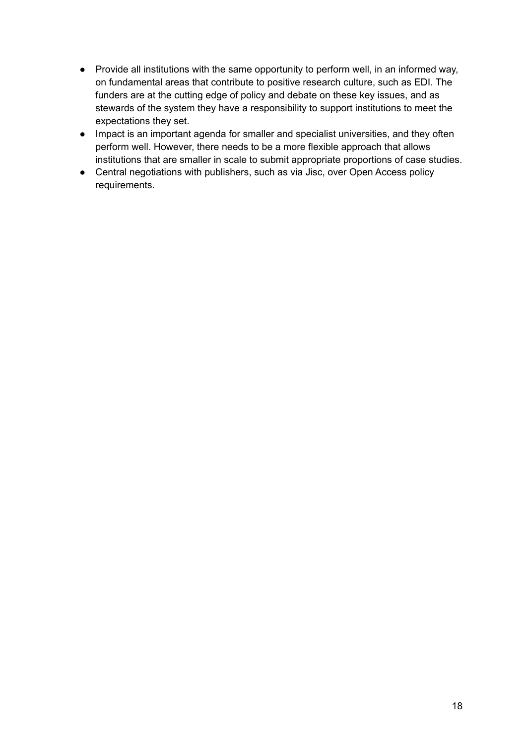- Provide all institutions with the same opportunity to perform well, in an informed way, on fundamental areas that contribute to positive research culture, such as EDI. The funders are at the cutting edge of policy and debate on these key issues, and as stewards of the system they have a responsibility to support institutions to meet the expectations they set.
- Impact is an important agenda for smaller and specialist universities, and they often perform well. However, there needs to be a more flexible approach that allows institutions that are smaller in scale to submit appropriate proportions of case studies.
- Central negotiations with publishers, such as via Jisc, over Open Access policy requirements.